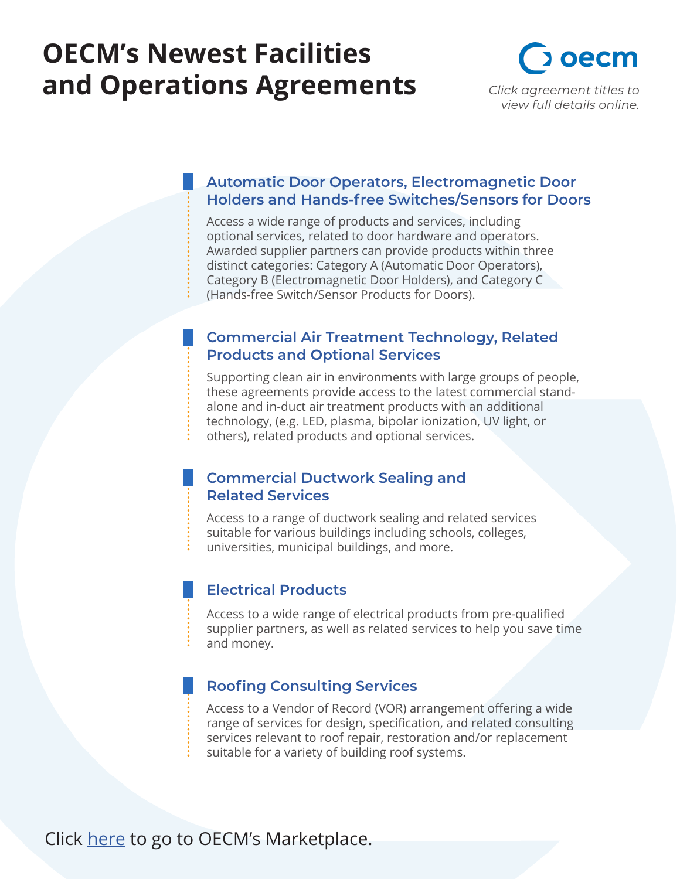# OECM's Newest Facilities and Operations Agreements

oecm

*Click agreement titles to view full details online.*

## Automatic Door Operators, Electromagnetic Door Holders and Hands-free Switches/Sensors for Doors

Access a wide range of products and services, including optional services, related to door hardware and operators. Awarded supplier partners can provide products within three distinct categories: Category A (Automatic Door Operators), Category B (Electromagnetic Door Holders), and Category C (Hands-free Switch/Sensor Products for Doors).

## Commercial Air Treatment Technology, Related Products and Optional Services

Supporting clean air in environments with large groups of people, these agreements provide access to the latest commercial stand-alone and in-duct air treatment products with an additional technology, (e.g. LED, plasma, bipolar ionization, UV light, or others), related products and optional services.

## Commercial Ductwork Sealing and Related Services

Access to a range of ductwork sealing and related services suitable for various buildings including schools, colleges, universities, municipal buildings, and more.

## Electrical Products

Access to a wide range of electrical products from pre-qualified supplier partners, as well as related services to help you save time and money.

## Roofing Consulting Services

Access to a Vendor of Record (VOR) arrangement offering a wide range of services for design, specification, and related consulting services relevant to roof repair, restoration and/or replacement suitable for a variety of building roof systems.

Click here to go to OECM's Marketplace.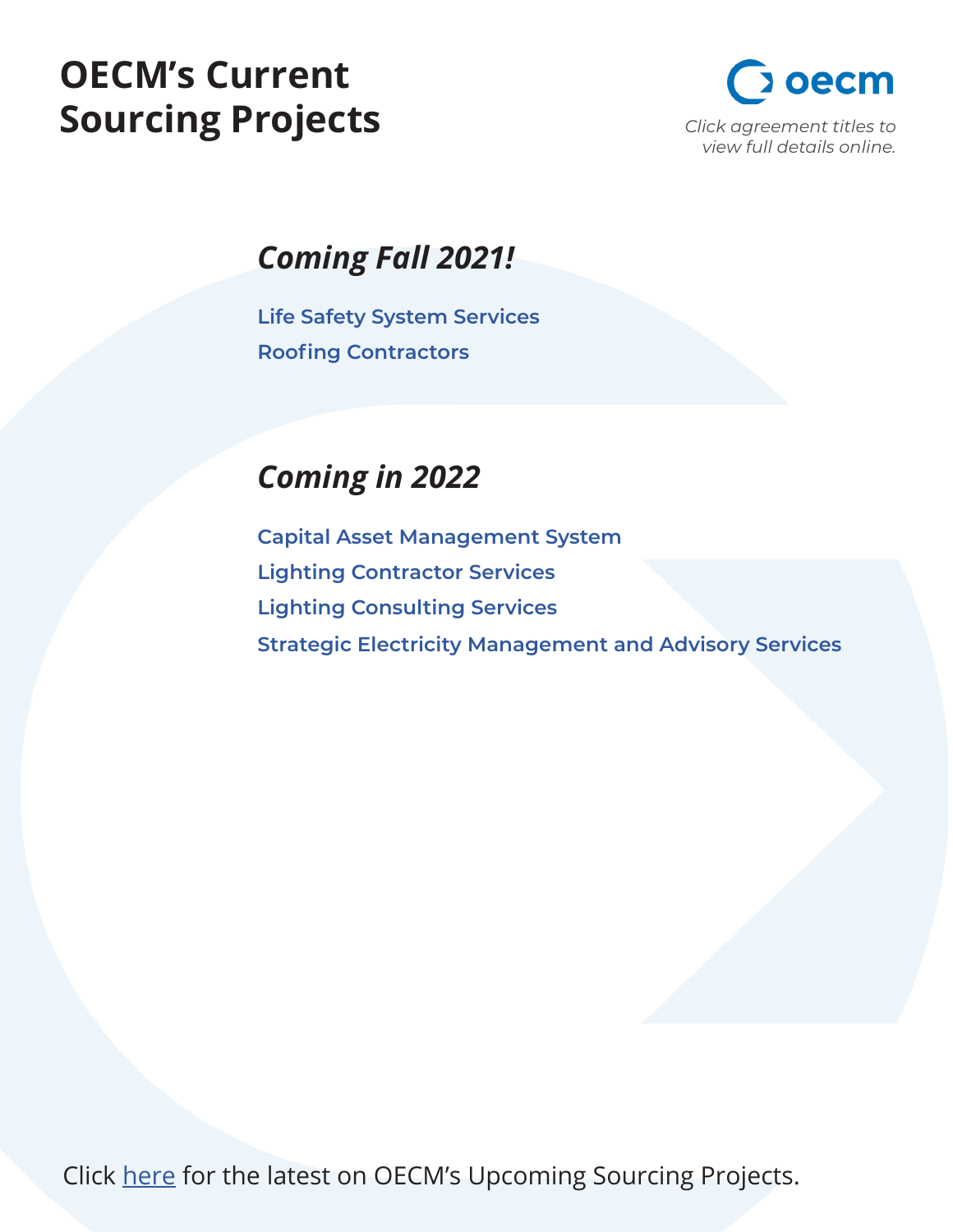# OECM's Current Sourcing Projects

oecm

*Click agreement titles to view full details online.*

## *Coming Fall 2021!*

**Life Safety System Services**

**Roofing Contractors**

## *Coming in 2022*

**Capital Asset Management System**

**Lighting Contractor Services**

**Lighting Consulting Services**

**Strategic Electricity Management and Advisory Services**

Click here for the latest on OECM's Upcoming Sourcing Projects.